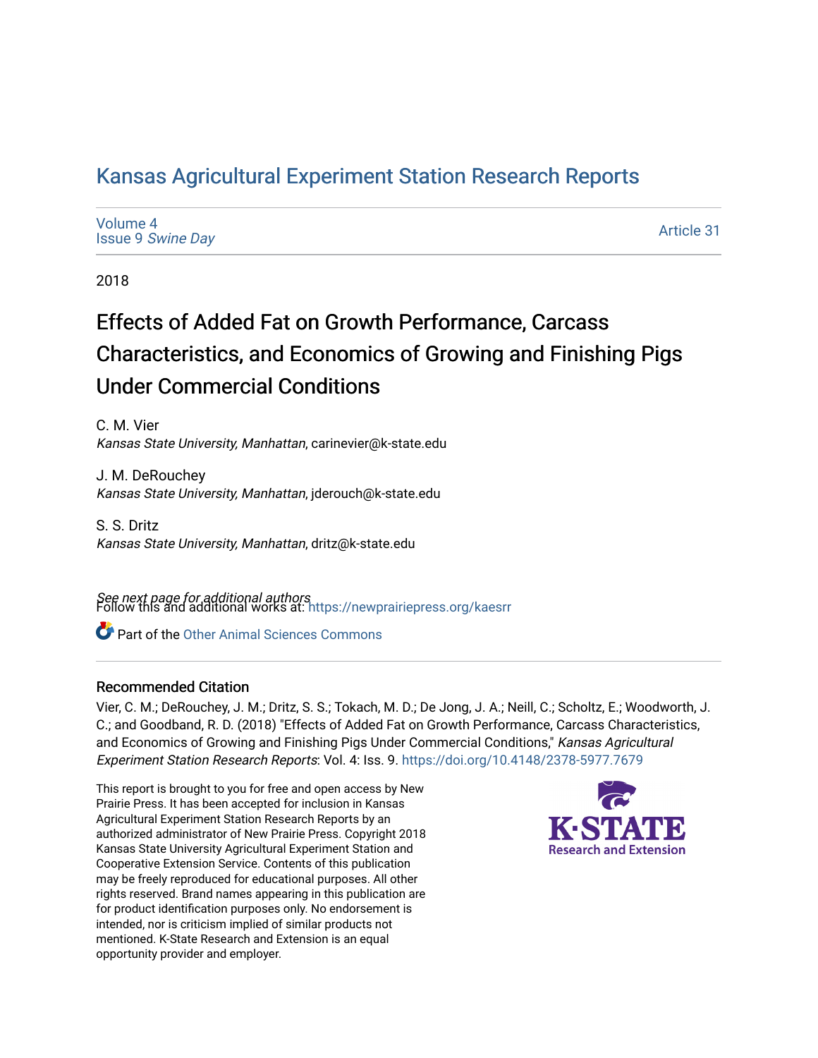# Kansas Agricultural Experiment Station Research Reports

Volume 4
Issue 9 *Swine Day*

Article 31

2018

## Effects of Added Fat on Growth Performance, Carcass Characteristics, and Economics of Growing and Finishing Pigs Under Commercial Conditions

C. M. Vier
*Kansas State University, Manhattan*, carinevier@k-state.edu

J. M. DeRouchey
*Kansas State University, Manhattan*, jderouch@k-state.edu

S. S. Dritz
*Kansas State University, Manhattan*, dritz@k-state.edu

*See next page for additional authors*

Follow this and additional works at: https://newprairiepress.org/kaesrr

Part of the Other Animal Sciences Commons

### Recommended Citation

Vier, C. M.; DeRouchey, J. M.; Dritz, S. S.; Tokach, M. D.; De Jong, J. A.; Neill, C.; Scholtz, E.; Woodworth, J. C.; and Goodband, R. D. (2018) "Effects of Added Fat on Growth Performance, Carcass Characteristics, and Economics of Growing and Finishing Pigs Under Commercial Conditions," *Kansas Agricultural Experiment Station Research Reports*: Vol. 4: Iss. 9. https://doi.org/10.4148/2378-5977.7679

This report is brought to you for free and open access by New Prairie Press. It has been accepted for inclusion in Kansas Agricultural Experiment Station Research Reports by an authorized administrator of New Prairie Press. Copyright 2018 Kansas State University Agricultural Experiment Station and Cooperative Extension Service. Contents of this publication may be freely reproduced for educational purposes. All other rights reserved. Brand names appearing in this publication are for product identification purposes only. No endorsement is intended, nor is criticism implied of similar products not mentioned. K-State Research and Extension is an equal opportunity provider and employer.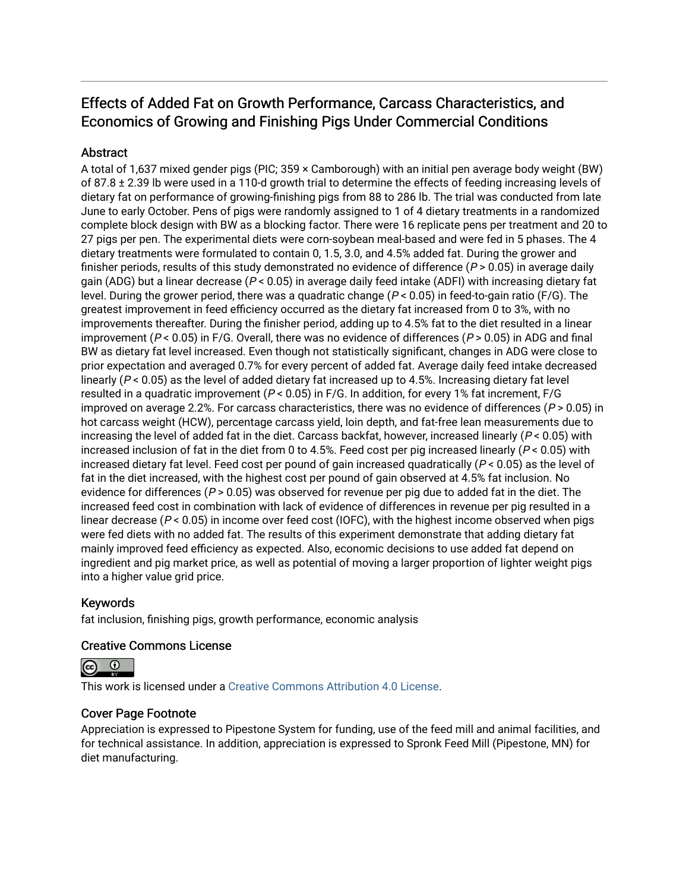# Effects of Added Fat on Growth Performance, Carcass Characteristics, and Economics of Growing and Finishing Pigs Under Commercial Conditions

## Abstract

A total of 1,637 mixed gender pigs (PIC; 359 × Camborough) with an initial pen average body weight (BW) of 87.8 ± 2.39 lb were used in a 110-d growth trial to determine the effects of feeding increasing levels of dietary fat on performance of growing-finishing pigs from 88 to 286 lb. The trial was conducted from late June to early October. Pens of pigs were randomly assigned to 1 of 4 dietary treatments in a randomized complete block design with BW as a blocking factor. There were 16 replicate pens per treatment and 20 to 27 pigs per pen. The experimental diets were corn-soybean meal-based and were fed in 5 phases. The 4 dietary treatments were formulated to contain 0, 1.5, 3.0, and 4.5% added fat. During the grower and finisher periods, results of this study demonstrated no evidence of difference ($P > 0.05$) in average daily gain (ADG) but a linear decrease ($P < 0.05$) in average daily feed intake (ADFI) with increasing dietary fat level. During the grower period, there was a quadratic change ($P < 0.05$) in feed-to-gain ratio (F/G). The greatest improvement in feed efficiency occurred as the dietary fat increased from 0 to 3%, with no improvements thereafter. During the finisher period, adding up to 4.5% fat to the diet resulted in a linear improvement ($P < 0.05$) in F/G. Overall, there was no evidence of differences ($P > 0.05$) in ADG and final BW as dietary fat level increased. Even though not statistically significant, changes in ADG were close to prior expectation and averaged 0.7% for every percent of added fat. Average daily feed intake decreased linearly ($P < 0.05$) as the level of added dietary fat increased up to 4.5%. Increasing dietary fat level resulted in a quadratic improvement ($P < 0.05$) in F/G. In addition, for every 1% fat increment, F/G improved on average 2.2%. For carcass characteristics, there was no evidence of differences ($P > 0.05$) in hot carcass weight (HCW), percentage carcass yield, loin depth, and fat-free lean measurements due to increasing the level of added fat in the diet. Carcass backfat, however, increased linearly ($P < 0.05$) with increased inclusion of fat in the diet from 0 to 4.5%. Feed cost per pig increased linearly ($P < 0.05$) with increased dietary fat level. Feed cost per pound of gain increased quadratically ($P < 0.05$) as the level of fat in the diet increased, with the highest cost per pound of gain observed at 4.5% fat inclusion. No evidence for differences ($P > 0.05$) was observed for revenue per pig due to added fat in the diet. The increased feed cost in combination with lack of evidence of differences in revenue per pig resulted in a linear decrease ($P < 0.05$) in income over feed cost (IOFC), with the highest income observed when pigs were fed diets with no added fat. The results of this experiment demonstrate that adding dietary fat mainly improved feed efficiency as expected. Also, economic decisions to use added fat depend on ingredient and pig market price, as well as potential of moving a larger proportion of lighter weight pigs into a higher value grid price.

## Keywords

fat inclusion, finishing pigs, growth performance, economic analysis

## Creative Commons License

This work is licensed under a Creative Commons Attribution 4.0 License.

## Cover Page Footnote

Appreciation is expressed to Pipestone System for funding, use of the feed mill and animal facilities, and for technical assistance. In addition, appreciation is expressed to Spronk Feed Mill (Pipestone, MN) for diet manufacturing.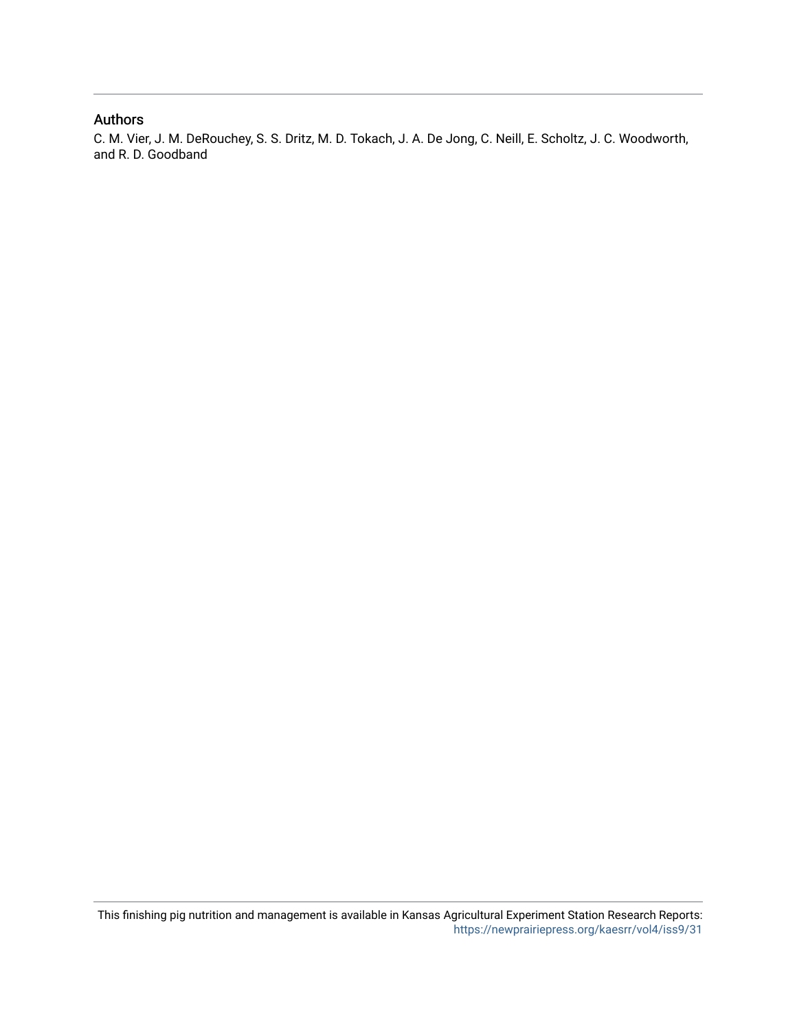## Authors

C. M. Vier, J. M. DeRouchey, S. S. Dritz, M. D. Tokach, J. A. De Jong, C. Neill, E. Scholtz, J. C. Woodworth, and R. D. Goodband

This finishing pig nutrition and management is available in Kansas Agricultural Experiment Station Research Reports: https://newprairiepress.org/kaesrr/vol4/iss9/31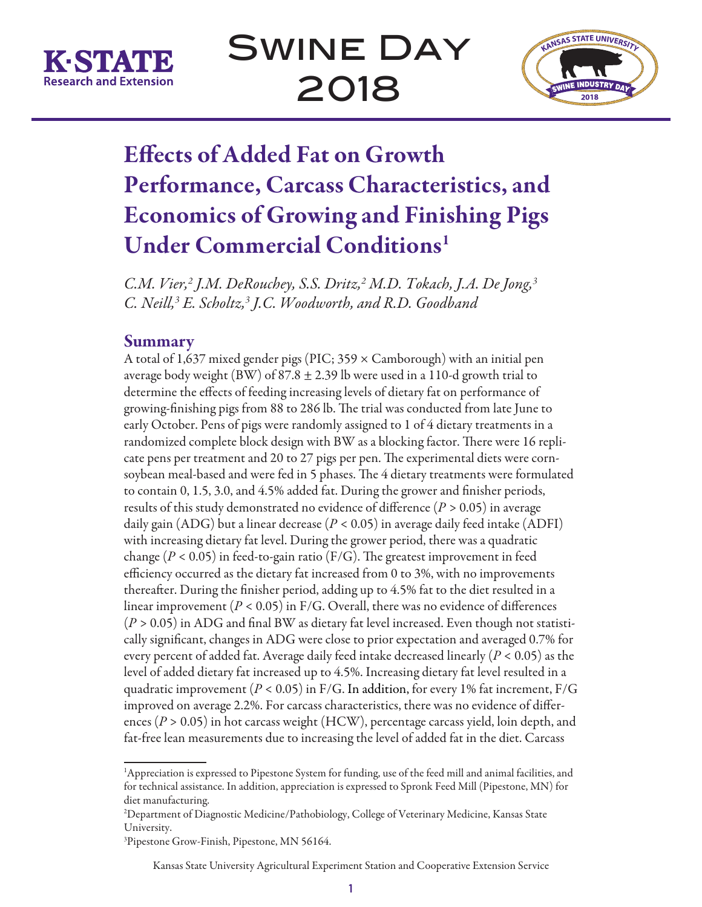# Effects of Added Fat on Growth Performance, Carcass Characteristics, and Economics of Growing and Finishing Pigs Under Commercial Conditions[1]

*C.M. Vier,[2] J.M. DeRouchey, S.S. Dritz,[2] M.D. Tokach, J.A. De Jong,[3] C. Neill,[3] E. Scholtz,[3] J.C. Woodworth, and R.D. Goodband*

## Summary

A total of 1,637 mixed gender pigs (PIC; 359 × Camborough) with an initial pen average body weight (BW) of 87.8 ± 2.39 lb were used in a 110-d growth trial to determine the effects of feeding increasing levels of dietary fat on performance of growing-finishing pigs from 88 to 286 lb. The trial was conducted from late June to early October. Pens of pigs were randomly assigned to 1 of 4 dietary treatments in a randomized complete block design with BW as a blocking factor. There were 16 replicate pens per treatment and 20 to 27 pigs per pen. The experimental diets were corn-soybean meal-based and were fed in 5 phases. The 4 dietary treatments were formulated to contain 0, 1.5, 3.0, and 4.5% added fat. During the grower and finisher periods, results of this study demonstrated no evidence of difference ($P > 0.05$) in average daily gain (ADG) but a linear decrease ($P < 0.05$) in average daily feed intake (ADFI) with increasing dietary fat level. During the grower period, there was a quadratic change ($P < 0.05$) in feed-to-gain ratio (F/G). The greatest improvement in feed efficiency occurred as the dietary fat increased from 0 to 3%, with no improvements thereafter. During the finisher period, adding up to 4.5% fat to the diet resulted in a linear improvement ($P < 0.05$) in F/G. Overall, there was no evidence of differences ($P > 0.05$) in ADG and final BW as dietary fat level increased. Even though not statistically significant, changes in ADG were close to prior expectation and averaged 0.7% for every percent of added fat. Average daily feed intake decreased linearly ($P < 0.05$) as the level of added dietary fat increased up to 4.5%. Increasing dietary fat level resulted in a quadratic improvement ($P < 0.05$) in F/G. In addition, for every 1% fat increment, F/G improved on average 2.2%. For carcass characteristics, there was no evidence of differences ($P > 0.05$) in hot carcass weight (HCW), percentage carcass yield, loin depth, and fat-free lean measurements due to increasing the level of added fat in the diet. Carcass

---

[1] Appreciation is expressed to Pipestone System for funding, use of the feed mill and animal facilities, and for technical assistance. In addition, appreciation is expressed to Spronk Feed Mill (Pipestone, MN) for diet manufacturing.

[2] Department of Diagnostic Medicine/Pathobiology, College of Veterinary Medicine, Kansas State University.

[3] Pipestone Grow-Finish, Pipestone, MN 56164.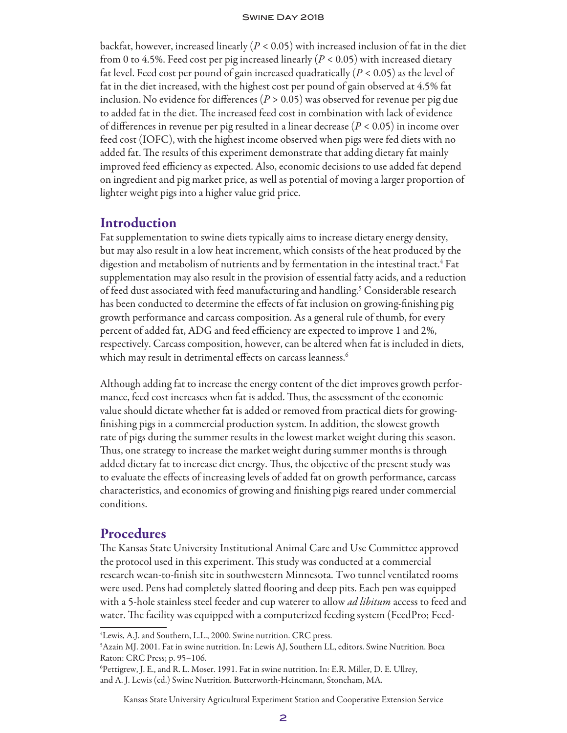backfat, however, increased linearly ($P < 0.05$) with increased inclusion of fat in the diet from 0 to 4.5%. Feed cost per pig increased linearly ($P < 0.05$) with increased dietary fat level. Feed cost per pound of gain increased quadratically ($P < 0.05$) as the level of fat in the diet increased, with the highest cost per pound of gain observed at 4.5% fat inclusion. No evidence for differences ($P > 0.05$) was observed for revenue per pig due to added fat in the diet. The increased feed cost in combination with lack of evidence of differences in revenue per pig resulted in a linear decrease ($P < 0.05$) in income over feed cost (IOFC), with the highest income observed when pigs were fed diets with no added fat. The results of this experiment demonstrate that adding dietary fat mainly improved feed efficiency as expected. Also, economic decisions to use added fat depend on ingredient and pig market price, as well as potential of moving a larger proportion of lighter weight pigs into a higher value grid price.

## Introduction

Fat supplementation to swine diets typically aims to increase dietary energy density, but may also result in a low heat increment, which consists of the heat produced by the digestion and metabolism of nutrients and by fermentation in the intestinal tract.[4] Fat supplementation may also result in the provision of essential fatty acids, and a reduction of feed dust associated with feed manufacturing and handling.[5] Considerable research has been conducted to determine the effects of fat inclusion on growing-finishing pig growth performance and carcass composition. As a general rule of thumb, for every percent of added fat, ADG and feed efficiency are expected to improve 1 and 2%, respectively. Carcass composition, however, can be altered when fat is included in diets, which may result in detrimental effects on carcass leanness.[6]

Although adding fat to increase the energy content of the diet improves growth performance, feed cost increases when fat is added. Thus, the assessment of the economic value should dictate whether fat is added or removed from practical diets for growing-finishing pigs in a commercial production system. In addition, the slowest growth rate of pigs during the summer results in the lowest market weight during this season. Thus, one strategy to increase the market weight during summer months is through added dietary fat to increase diet energy. Thus, the objective of the present study was to evaluate the effects of increasing levels of added fat on growth performance, carcass characteristics, and economics of growing and finishing pigs reared under commercial conditions.

## Procedures

The Kansas State University Institutional Animal Care and Use Committee approved the protocol used in this experiment. This study was conducted at a commercial research wean-to-finish site in southwestern Minnesota. Two tunnel ventilated rooms were used. Pens had completely slatted flooring and deep pits. Each pen was equipped with a 5-hole stainless steel feeder and cup waterer to allow *ad libitum* access to feed and water. The facility was equipped with a computerized feeding system (FeedPro; Feed-

---

[4]Lewis, A.J. and Southern, L.L., 2000. Swine nutrition. CRC press.

[5]Azain MJ. 2001. Fat in swine nutrition. In: Lewis AJ, Southern LL, editors. Swine Nutrition. Boca Raton: CRC Press; p. 95–106.

[6]Pettigrew, J. E., and R. L. Moser. 1991. Fat in swine nutrition. In: E.R. Miller, D. E. Ullrey, and A. J. Lewis (ed.) Swine Nutrition. Butterworth-Heinemann, Stoneham, MA.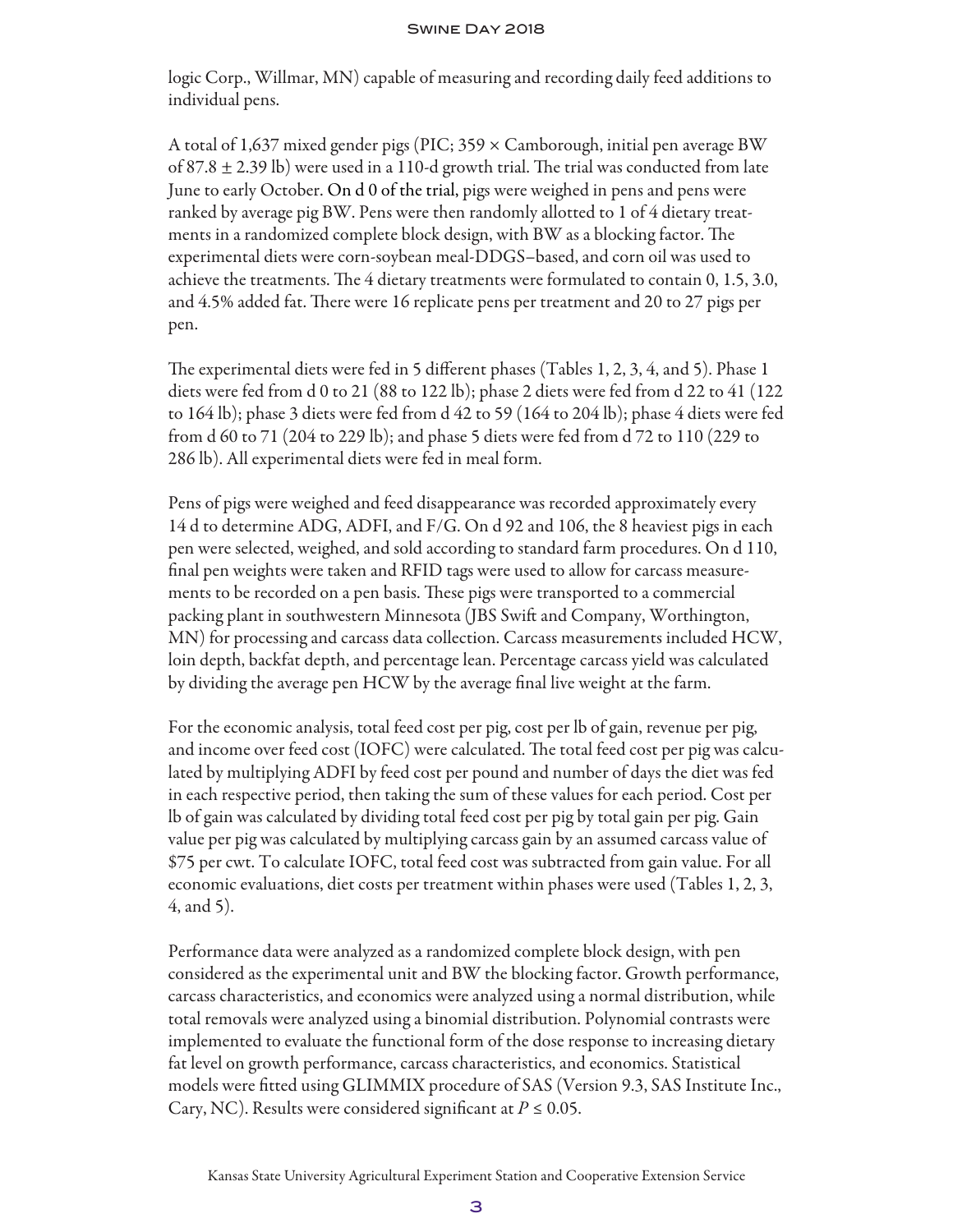logic Corp., Willmar, MN) capable of measuring and recording daily feed additions to individual pens.

A total of 1,637 mixed gender pigs (PIC; 359 × Camborough, initial pen average BW of 87.8 ± 2.39 lb) were used in a 110-d growth trial. The trial was conducted from late June to early October. On d 0 of the trial, pigs were weighed in pens and pens were ranked by average pig BW. Pens were then randomly allotted to 1 of 4 dietary treatments in a randomized complete block design, with BW as a blocking factor. The experimental diets were corn-soybean meal-DDGS–based, and corn oil was used to achieve the treatments. The 4 dietary treatments were formulated to contain 0, 1.5, 3.0, and 4.5% added fat. There were 16 replicate pens per treatment and 20 to 27 pigs per pen.

The experimental diets were fed in 5 different phases (Tables 1, 2, 3, 4, and 5). Phase 1 diets were fed from d 0 to 21 (88 to 122 lb); phase 2 diets were fed from d 22 to 41 (122 to 164 lb); phase 3 diets were fed from d 42 to 59 (164 to 204 lb); phase 4 diets were fed from d 60 to 71 (204 to 229 lb); and phase 5 diets were fed from d 72 to 110 (229 to 286 lb). All experimental diets were fed in meal form.

Pens of pigs were weighed and feed disappearance was recorded approximately every 14 d to determine ADG, ADFI, and F/G. On d 92 and 106, the 8 heaviest pigs in each pen were selected, weighed, and sold according to standard farm procedures. On d 110, final pen weights were taken and RFID tags were used to allow for carcass measurements to be recorded on a pen basis. These pigs were transported to a commercial packing plant in southwestern Minnesota (JBS Swift and Company, Worthington, MN) for processing and carcass data collection. Carcass measurements included HCW, loin depth, backfat depth, and percentage lean. Percentage carcass yield was calculated by dividing the average pen HCW by the average final live weight at the farm.

For the economic analysis, total feed cost per pig, cost per lb of gain, revenue per pig, and income over feed cost (IOFC) were calculated. The total feed cost per pig was calculated by multiplying ADFI by feed cost per pound and number of days the diet was fed in each respective period, then taking the sum of these values for each period. Cost per lb of gain was calculated by dividing total feed cost per pig by total gain per pig. Gain value per pig was calculated by multiplying carcass gain by an assumed carcass value of $75 per cwt. To calculate IOFC, total feed cost was subtracted from gain value. For all economic evaluations, diet costs per treatment within phases were used (Tables 1, 2, 3, 4, and 5).

Performance data were analyzed as a randomized complete block design, with pen considered as the experimental unit and BW the blocking factor. Growth performance, carcass characteristics, and economics were analyzed using a normal distribution, while total removals were analyzed using a binomial distribution. Polynomial contrasts were implemented to evaluate the functional form of the dose response to increasing dietary fat level on growth performance, carcass characteristics, and economics. Statistical models were fitted using GLIMMIX procedure of SAS (Version 9.3, SAS Institute Inc., Cary, NC). Results were considered significant at $P \leq 0.05$.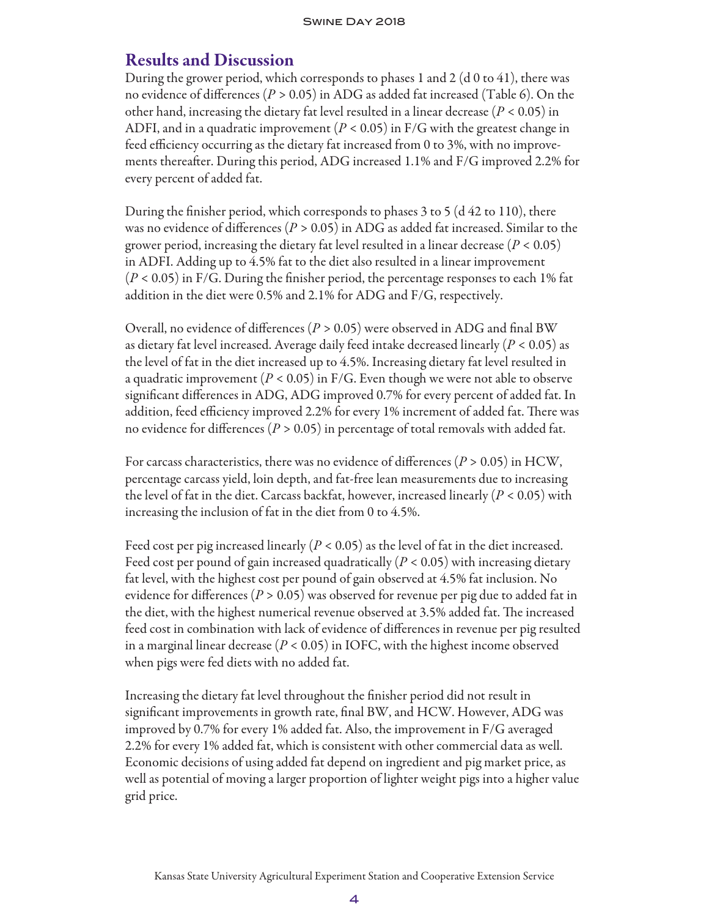## Results and Discussion

During the grower period, which corresponds to phases 1 and 2 (d 0 to 41), there was no evidence of differences ($P > 0.05$) in ADG as added fat increased (Table 6). On the other hand, increasing the dietary fat level resulted in a linear decrease ($P < 0.05$) in ADFI, and in a quadratic improvement ($P < 0.05$) in F/G with the greatest change in feed efficiency occurring as the dietary fat increased from 0 to 3%, with no improvements thereafter. During this period, ADG increased 1.1% and F/G improved 2.2% for every percent of added fat.

During the finisher period, which corresponds to phases 3 to 5 (d 42 to 110), there was no evidence of differences ($P > 0.05$) in ADG as added fat increased. Similar to the grower period, increasing the dietary fat level resulted in a linear decrease ($P < 0.05$) in ADFI. Adding up to 4.5% fat to the diet also resulted in a linear improvement ($P < 0.05$) in F/G. During the finisher period, the percentage responses to each 1% fat addition in the diet were 0.5% and 2.1% for ADG and F/G, respectively.

Overall, no evidence of differences ($P > 0.05$) were observed in ADG and final BW as dietary fat level increased. Average daily feed intake decreased linearly ($P < 0.05$) as the level of fat in the diet increased up to 4.5%. Increasing dietary fat level resulted in a quadratic improvement ($P < 0.05$) in F/G. Even though we were not able to observe significant differences in ADG, ADG improved 0.7% for every percent of added fat. In addition, feed efficiency improved 2.2% for every 1% increment of added fat. There was no evidence for differences ($P > 0.05$) in percentage of total removals with added fat.

For carcass characteristics, there was no evidence of differences ($P > 0.05$) in HCW, percentage carcass yield, loin depth, and fat-free lean measurements due to increasing the level of fat in the diet. Carcass backfat, however, increased linearly ($P < 0.05$) with increasing the inclusion of fat in the diet from 0 to 4.5%.

Feed cost per pig increased linearly ($P < 0.05$) as the level of fat in the diet increased. Feed cost per pound of gain increased quadratically ($P < 0.05$) with increasing dietary fat level, with the highest cost per pound of gain observed at 4.5% fat inclusion. No evidence for differences ($P > 0.05$) was observed for revenue per pig due to added fat in the diet, with the highest numerical revenue observed at 3.5% added fat. The increased feed cost in combination with lack of evidence of differences in revenue per pig resulted in a marginal linear decrease ($P < 0.05$) in IOFC, with the highest income observed when pigs were fed diets with no added fat.

Increasing the dietary fat level throughout the finisher period did not result in significant improvements in growth rate, final BW, and HCW. However, ADG was improved by 0.7% for every 1% added fat. Also, the improvement in F/G averaged 2.2% for every 1% added fat, which is consistent with other commercial data as well. Economic decisions of using added fat depend on ingredient and pig market price, as well as potential of moving a larger proportion of lighter weight pigs into a higher value grid price.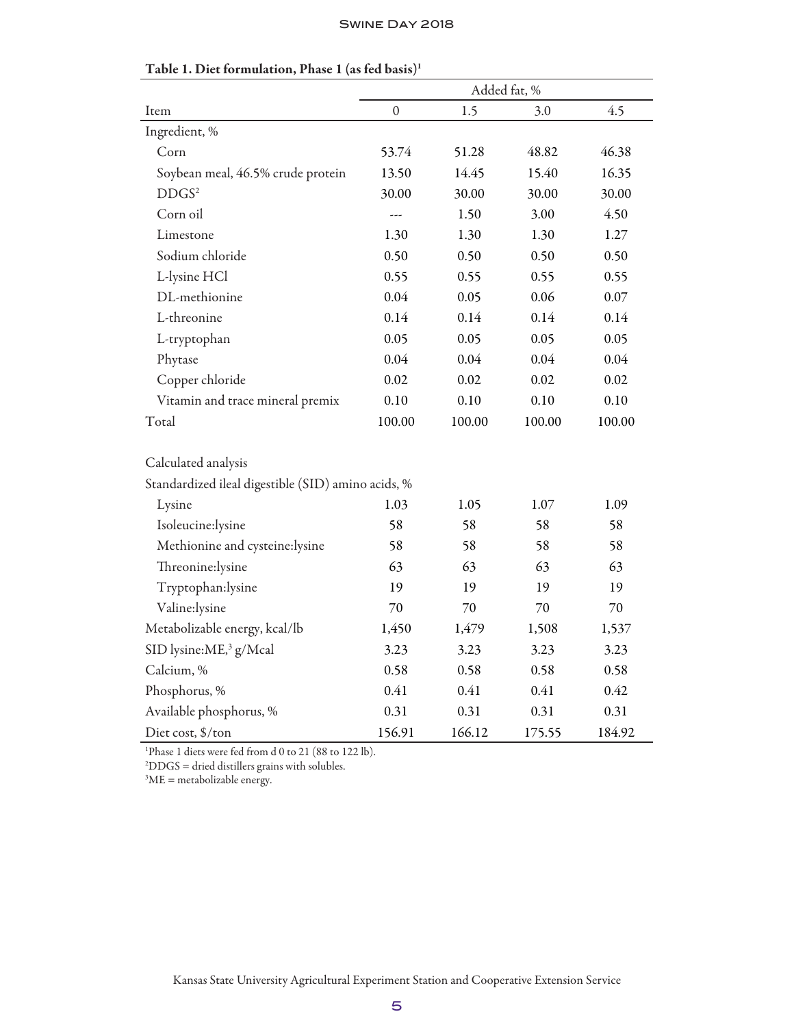**Table 1. Diet formulation, Phase 1 (as fed basis)[1]**

| | Added fat, % | | | |
|---|---|---|---|---|
| Item | 0 | 1.5 | 3.0 | 4.5 |
| Ingredient, % | | | | |
| Corn | 53.74 | 51.28 | 48.82 | 46.38 |
| Soybean meal, 46.5% crude protein | 13.50 | 14.45 | 15.40 | 16.35 |
| DDGS[2] | 30.00 | 30.00 | 30.00 | 30.00 |
| Corn oil | --- | 1.50 | 3.00 | 4.50 |
| Limestone | 1.30 | 1.30 | 1.30 | 1.27 |
| Sodium chloride | 0.50 | 0.50 | 0.50 | 0.50 |
| L-lysine HCl | 0.55 | 0.55 | 0.55 | 0.55 |
| DL-methionine | 0.04 | 0.05 | 0.06 | 0.07 |
| L-threonine | 0.14 | 0.14 | 0.14 | 0.14 |
| L-tryptophan | 0.05 | 0.05 | 0.05 | 0.05 |
| Phytase | 0.04 | 0.04 | 0.04 | 0.04 |
| Copper chloride | 0.02 | 0.02 | 0.02 | 0.02 |
| Vitamin and trace mineral premix | 0.10 | 0.10 | 0.10 | 0.10 |
| Total | 100.00 | 100.00 | 100.00 | 100.00 |
| | | | | |
| Calculated analysis | | | | |
| Standardized ileal digestible (SID) amino acids, % | | | | |
| Lysine | 1.03 | 1.05 | 1.07 | 1.09 |
| Isoleucine:lysine | 58 | 58 | 58 | 58 |
| Methionine and cysteine:lysine | 58 | 58 | 58 | 58 |
| Threonine:lysine | 63 | 63 | 63 | 63 |
| Tryptophan:lysine | 19 | 19 | 19 | 19 |
| Valine:lysine | 70 | 70 | 70 | 70 |
| Metabolizable energy, kcal/lb | 1,450 | 1,479 | 1,508 | 1,537 |
| SID lysine:ME,[3] g/Mcal | 3.23 | 3.23 | 3.23 | 3.23 |
| Calcium, % | 0.58 | 0.58 | 0.58 | 0.58 |
| Phosphorus, % | 0.41 | 0.41 | 0.41 | 0.42 |
| Available phosphorus, % | 0.31 | 0.31 | 0.31 | 0.31 |
| Diet cost, $/ton | 156.91 | 166.12 | 175.55 | 184.92 |

[1]Phase 1 diets were fed from d 0 to 21 (88 to 122 lb).
[2]DDGS = dried distillers grains with solubles.
[3]ME = metabolizable energy.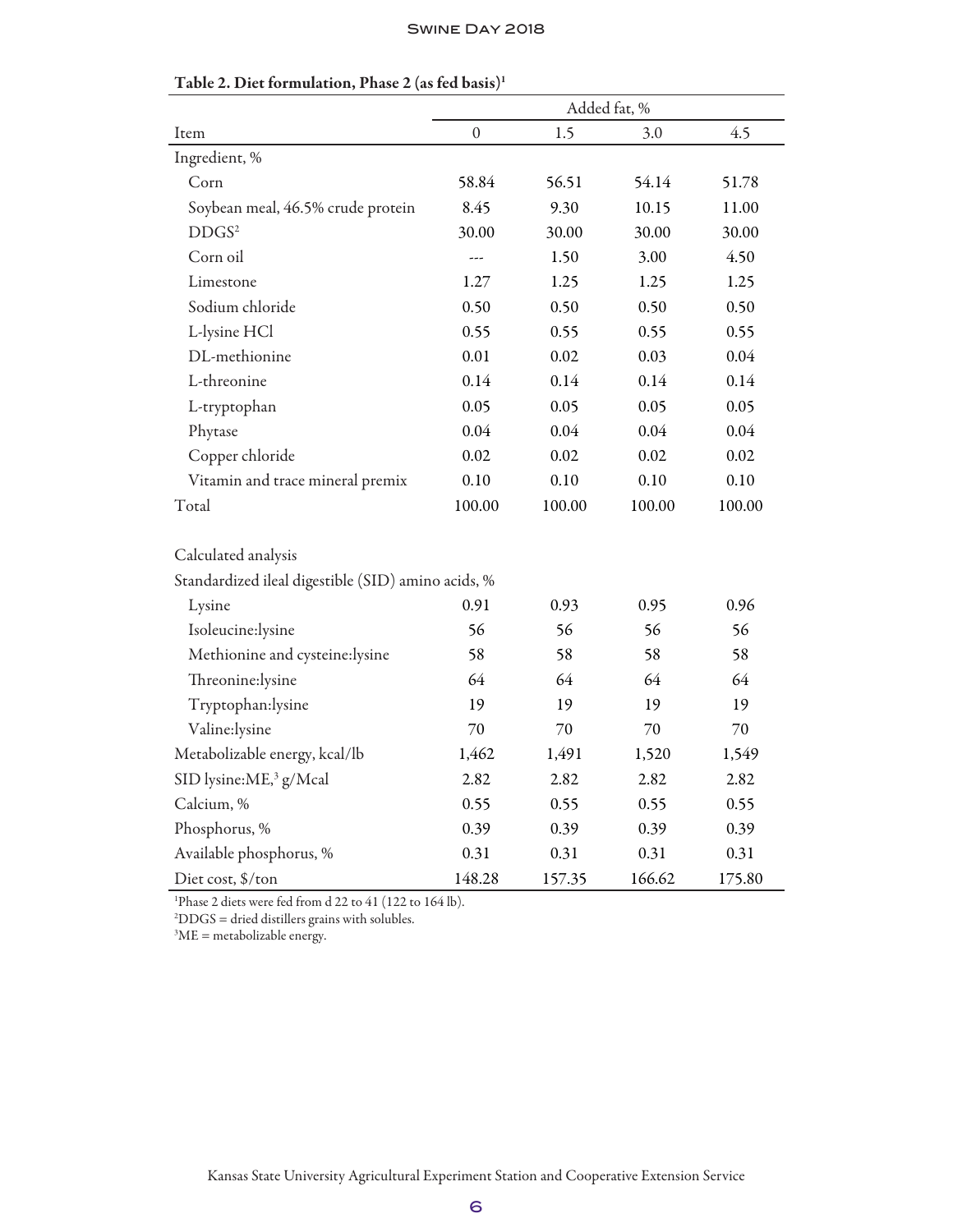**Table 2. Diet formulation, Phase 2 (as fed basis)[1]**

| | Added fat, % | | | |
|---|---|---|---|---|
| Item | 0 | 1.5 | 3.0 | 4.5 |
| Ingredient, % | | | | |
| Corn | 58.84 | 56.51 | 54.14 | 51.78 |
| Soybean meal, 46.5% crude protein | 8.45 | 9.30 | 10.15 | 11.00 |
| DDGS[2] | 30.00 | 30.00 | 30.00 | 30.00 |
| Corn oil | --- | 1.50 | 3.00 | 4.50 |
| Limestone | 1.27 | 1.25 | 1.25 | 1.25 |
| Sodium chloride | 0.50 | 0.50 | 0.50 | 0.50 |
| L-lysine HCl | 0.55 | 0.55 | 0.55 | 0.55 |
| DL-methionine | 0.01 | 0.02 | 0.03 | 0.04 |
| L-threonine | 0.14 | 0.14 | 0.14 | 0.14 |
| L-tryptophan | 0.05 | 0.05 | 0.05 | 0.05 |
| Phytase | 0.04 | 0.04 | 0.04 | 0.04 |
| Copper chloride | 0.02 | 0.02 | 0.02 | 0.02 |
| Vitamin and trace mineral premix | 0.10 | 0.10 | 0.10 | 0.10 |
| Total | 100.00 | 100.00 | 100.00 | 100.00 |
| | | | | |
| Calculated analysis | | | | |
| Standardized ileal digestible (SID) amino acids, % | | | | |
| Lysine | 0.91 | 0.93 | 0.95 | 0.96 |
| Isoleucine:lysine | 56 | 56 | 56 | 56 |
| Methionine and cysteine:lysine | 58 | 58 | 58 | 58 |
| Threonine:lysine | 64 | 64 | 64 | 64 |
| Tryptophan:lysine | 19 | 19 | 19 | 19 |
| Valine:lysine | 70 | 70 | 70 | 70 |
| Metabolizable energy, kcal/lb | 1,462 | 1,491 | 1,520 | 1,549 |
| SID lysine:ME,[3] g/Mcal | 2.82 | 2.82 | 2.82 | 2.82 |
| Calcium, % | 0.55 | 0.55 | 0.55 | 0.55 |
| Phosphorus, % | 0.39 | 0.39 | 0.39 | 0.39 |
| Available phosphorus, % | 0.31 | 0.31 | 0.31 | 0.31 |
| Diet cost, $/ton | 148.28 | 157.35 | 166.62 | 175.80 |

[1]Phase 2 diets were fed from d 22 to 41 (122 to 164 lb).

[2]DDGS = dried distillers grains with solubles.

[3]ME = metabolizable energy.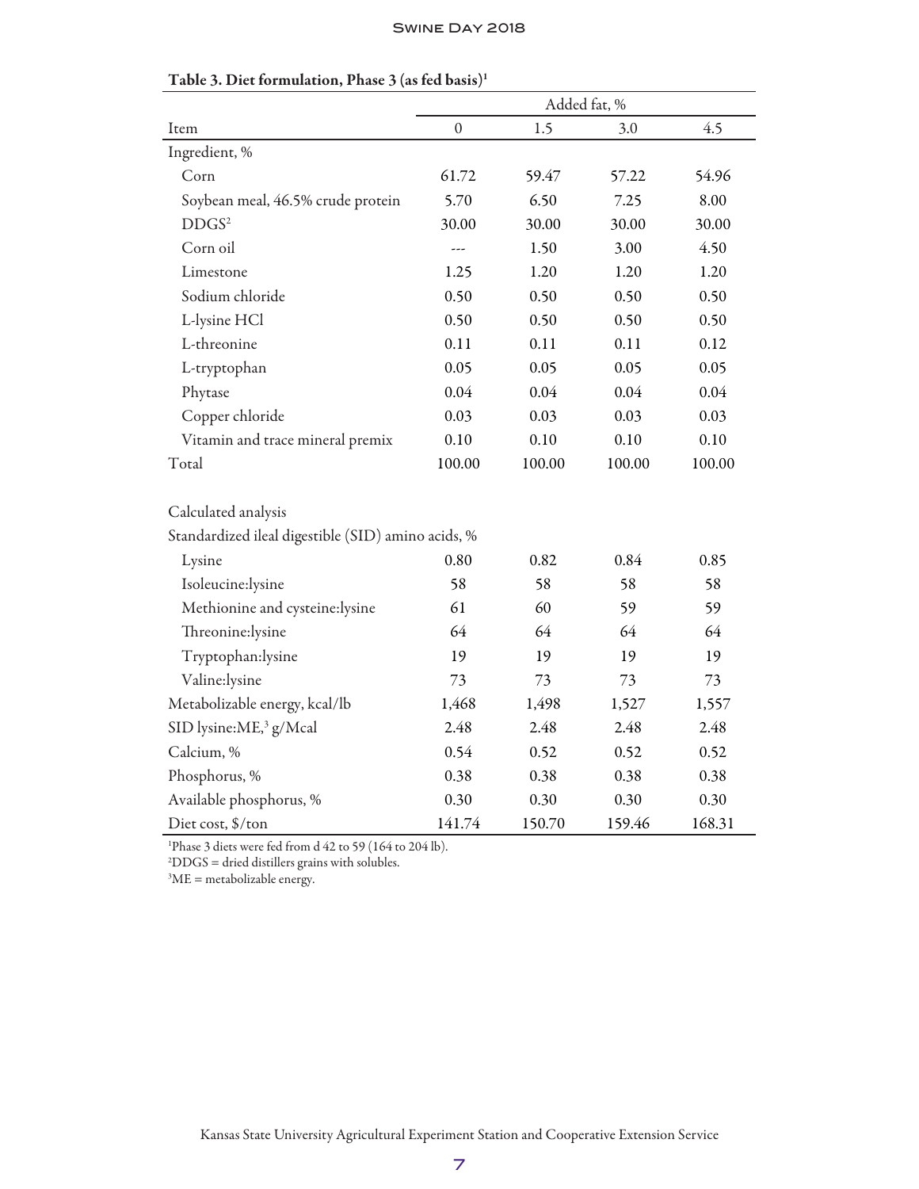**Table 3. Diet formulation, Phase 3 (as fed basis)[1]**

| Item | Added fat, % | | | |
|---|---|---|---|---|
| | 0 | 1.5 | 3.0 | 4.5 |
| Ingredient, % | | | | |
| Corn | 61.72 | 59.47 | 57.22 | 54.96 |
| Soybean meal, 46.5% crude protein | 5.70 | 6.50 | 7.25 | 8.00 |
| DDGS[2] | 30.00 | 30.00 | 30.00 | 30.00 |
| Corn oil | --- | 1.50 | 3.00 | 4.50 |
| Limestone | 1.25 | 1.20 | 1.20 | 1.20 |
| Sodium chloride | 0.50 | 0.50 | 0.50 | 0.50 |
| L-lysine HCl | 0.50 | 0.50 | 0.50 | 0.50 |
| L-threonine | 0.11 | 0.11 | 0.11 | 0.12 |
| L-tryptophan | 0.05 | 0.05 | 0.05 | 0.05 |
| Phytase | 0.04 | 0.04 | 0.04 | 0.04 |
| Copper chloride | 0.03 | 0.03 | 0.03 | 0.03 |
| Vitamin and trace mineral premix | 0.10 | 0.10 | 0.10 | 0.10 |
| Total | 100.00 | 100.00 | 100.00 | 100.00 |
| | | | | |
| Calculated analysis | | | | |
| Standardized ileal digestible (SID) amino acids, % | | | | |
| Lysine | 0.80 | 0.82 | 0.84 | 0.85 |
| Isoleucine:lysine | 58 | 58 | 58 | 58 |
| Methionine and cysteine:lysine | 61 | 60 | 59 | 59 |
| Threonine:lysine | 64 | 64 | 64 | 64 |
| Tryptophan:lysine | 19 | 19 | 19 | 19 |
| Valine:lysine | 73 | 73 | 73 | 73 |
| Metabolizable energy, kcal/lb | 1,468 | 1,498 | 1,527 | 1,557 |
| SID lysine:ME,[3] g/Mcal | 2.48 | 2.48 | 2.48 | 2.48 |
| Calcium, % | 0.54 | 0.52 | 0.52 | 0.52 |
| Phosphorus, % | 0.38 | 0.38 | 0.38 | 0.38 |
| Available phosphorus, % | 0.30 | 0.30 | 0.30 | 0.30 |
| Diet cost, $/ton | 141.74 | 150.70 | 159.46 | 168.31 |

[1]Phase 3 diets were fed from d 42 to 59 (164 to 204 lb).
[2]DDGS = dried distillers grains with solubles.
[3]ME = metabolizable energy.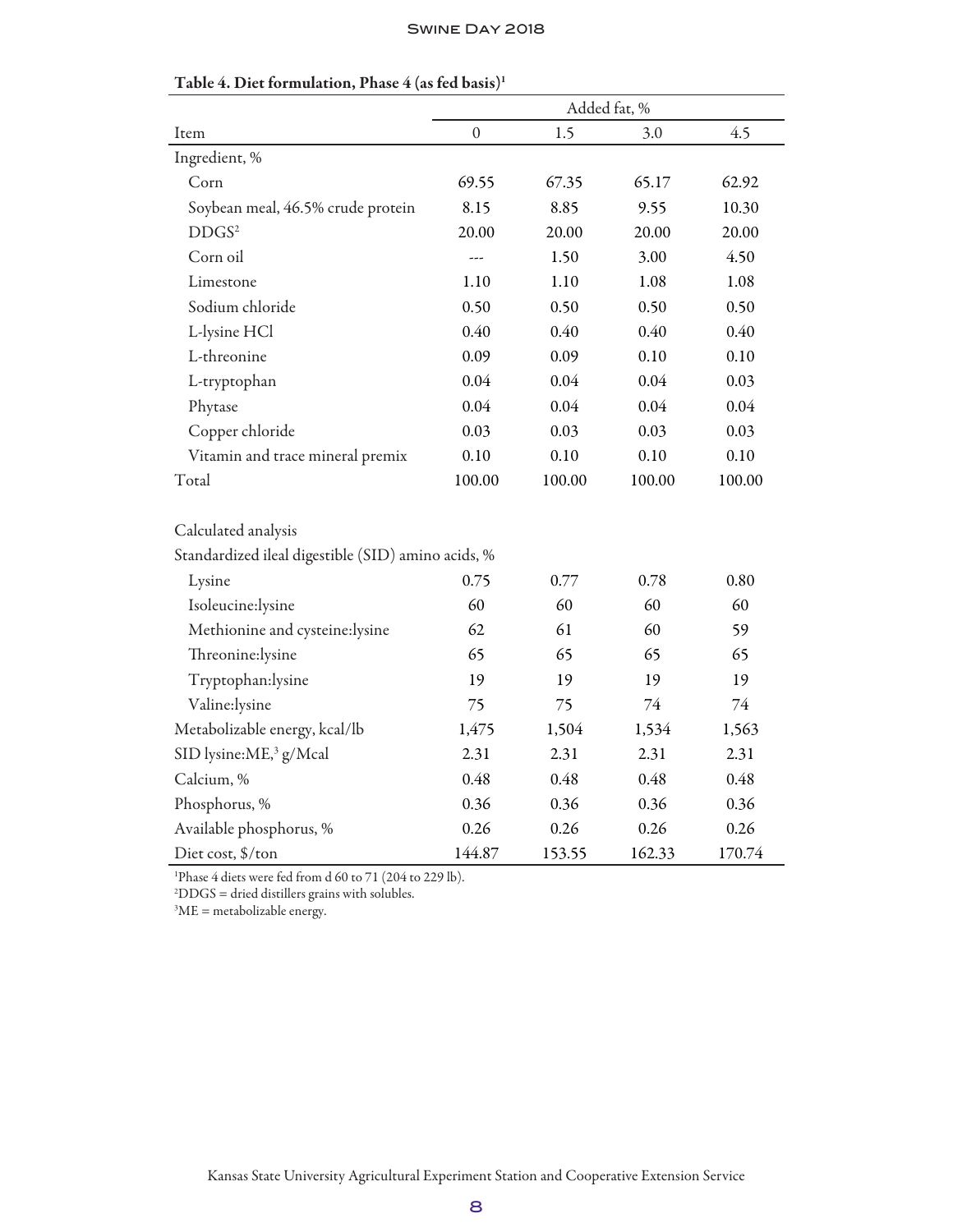**Table 4. Diet formulation, Phase 4 (as fed basis)[1]**

| Item | Added fat, % | | | |
|---|---|---|---|---|
| | 0 | 1.5 | 3.0 | 4.5 |
| Ingredient, % | | | | |
| Corn | 69.55 | 67.35 | 65.17 | 62.92 |
| Soybean meal, 46.5% crude protein | 8.15 | 8.85 | 9.55 | 10.30 |
| DDGS[2] | 20.00 | 20.00 | 20.00 | 20.00 |
| Corn oil | --- | 1.50 | 3.00 | 4.50 |
| Limestone | 1.10 | 1.10 | 1.08 | 1.08 |
| Sodium chloride | 0.50 | 0.50 | 0.50 | 0.50 |
| L-lysine HCl | 0.40 | 0.40 | 0.40 | 0.40 |
| L-threonine | 0.09 | 0.09 | 0.10 | 0.10 |
| L-tryptophan | 0.04 | 0.04 | 0.04 | 0.03 |
| Phytase | 0.04 | 0.04 | 0.04 | 0.04 |
| Copper chloride | 0.03 | 0.03 | 0.03 | 0.03 |
| Vitamin and trace mineral premix | 0.10 | 0.10 | 0.10 | 0.10 |
| Total | 100.00 | 100.00 | 100.00 | 100.00 |
| | | | | |
| Calculated analysis | | | | |
| Standardized ileal digestible (SID) amino acids, % | | | | |
| Lysine | 0.75 | 0.77 | 0.78 | 0.80 |
| Isoleucine:lysine | 60 | 60 | 60 | 60 |
| Methionine and cysteine:lysine | 62 | 61 | 60 | 59 |
| Threonine:lysine | 65 | 65 | 65 | 65 |
| Tryptophan:lysine | 19 | 19 | 19 | 19 |
| Valine:lysine | 75 | 75 | 74 | 74 |
| Metabolizable energy, kcal/lb | 1,475 | 1,504 | 1,534 | 1,563 |
| SID lysine:ME,[3] g/Mcal | 2.31 | 2.31 | 2.31 | 2.31 |
| Calcium, % | 0.48 | 0.48 | 0.48 | 0.48 |
| Phosphorus, % | 0.36 | 0.36 | 0.36 | 0.36 |
| Available phosphorus, % | 0.26 | 0.26 | 0.26 | 0.26 |
| Diet cost, $/ton | 144.87 | 153.55 | 162.33 | 170.74 |

[1]Phase 4 diets were fed from d 60 to 71 (204 to 229 lb).
[2]DDGS = dried distillers grains with solubles.
[3]ME = metabolizable energy.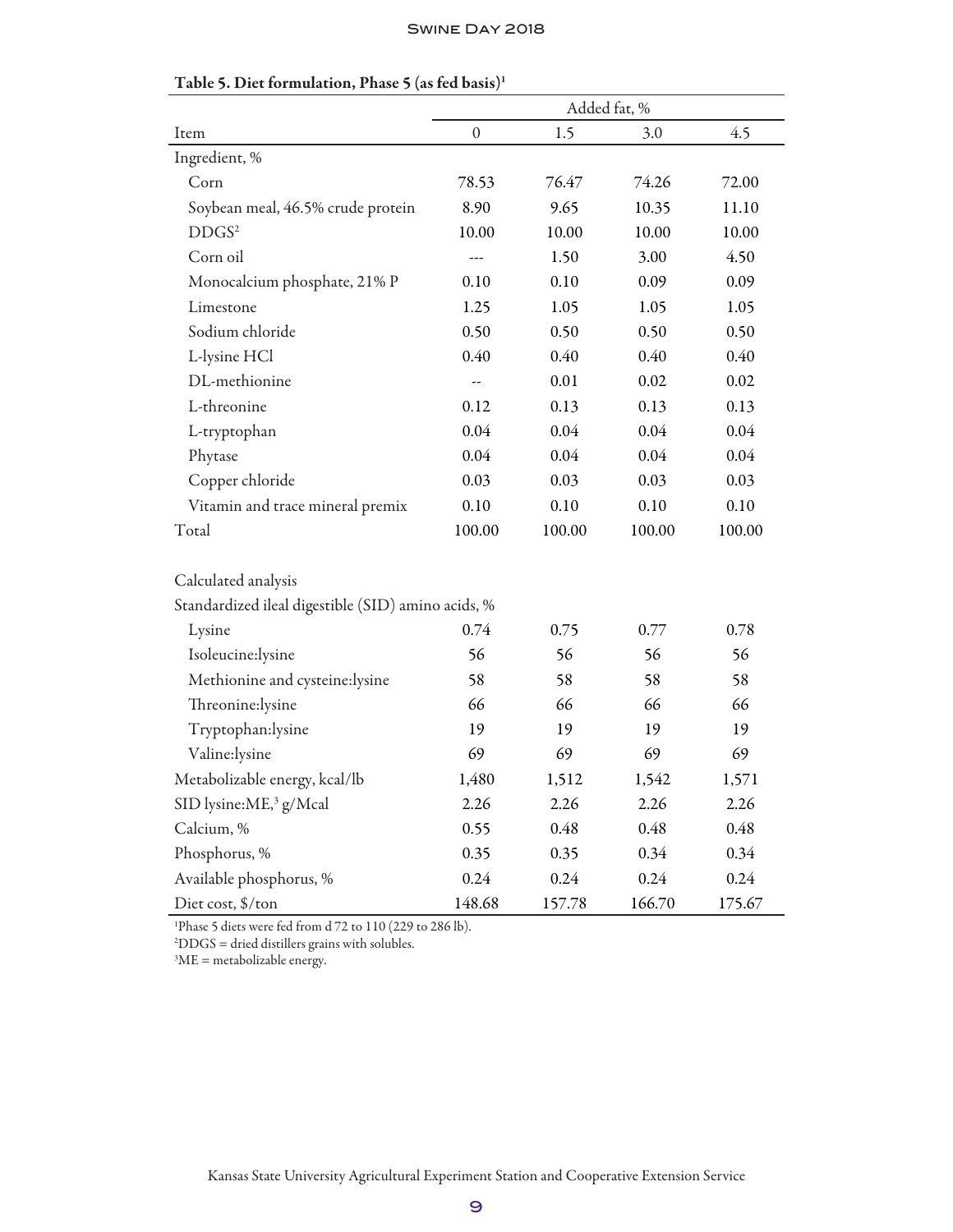**Table 5. Diet formulation, Phase 5 (as fed basis)[1]**

| Item | Added fat, % | | | |
|---|---|---|---|---|
| | 0 | 1.5 | 3.0 | 4.5 |
| Ingredient, % | | | | |
| Corn | 78.53 | 76.47 | 74.26 | 72.00 |
| Soybean meal, 46.5% crude protein | 8.90 | 9.65 | 10.35 | 11.10 |
| DDGS[2] | 10.00 | 10.00 | 10.00 | 10.00 |
| Corn oil | --- | 1.50 | 3.00 | 4.50 |
| Monocalcium phosphate, 21% P | 0.10 | 0.10 | 0.09 | 0.09 |
| Limestone | 1.25 | 1.05 | 1.05 | 1.05 |
| Sodium chloride | 0.50 | 0.50 | 0.50 | 0.50 |
| L-lysine HCl | 0.40 | 0.40 | 0.40 | 0.40 |
| DL-methionine | -- | 0.01 | 0.02 | 0.02 |
| L-threonine | 0.12 | 0.13 | 0.13 | 0.13 |
| L-tryptophan | 0.04 | 0.04 | 0.04 | 0.04 |
| Phytase | 0.04 | 0.04 | 0.04 | 0.04 |
| Copper chloride | 0.03 | 0.03 | 0.03 | 0.03 |
| Vitamin and trace mineral premix | 0.10 | 0.10 | 0.10 | 0.10 |
| Total | 100.00 | 100.00 | 100.00 | 100.00 |
| | | | | |
| Calculated analysis | | | | |
| Standardized ileal digestible (SID) amino acids, % | | | | |
| Lysine | 0.74 | 0.75 | 0.77 | 0.78 |
| Isoleucine:lysine | 56 | 56 | 56 | 56 |
| Methionine and cysteine:lysine | 58 | 58 | 58 | 58 |
| Threonine:lysine | 66 | 66 | 66 | 66 |
| Tryptophan:lysine | 19 | 19 | 19 | 19 |
| Valine:lysine | 69 | 69 | 69 | 69 |
| Metabolizable energy, kcal/lb | 1,480 | 1,512 | 1,542 | 1,571 |
| SID lysine:ME,[3] g/Mcal | 2.26 | 2.26 | 2.26 | 2.26 |
| Calcium, % | 0.55 | 0.48 | 0.48 | 0.48 |
| Phosphorus, % | 0.35 | 0.35 | 0.34 | 0.34 |
| Available phosphorus, % | 0.24 | 0.24 | 0.24 | 0.24 |
| Diet cost, $/ton | 148.68 | 157.78 | 166.70 | 175.67 |

[1]Phase 5 diets were fed from d 72 to 110 (229 to 286 lb).
[2]DDGS = dried distillers grains with solubles.
[3]ME = metabolizable energy.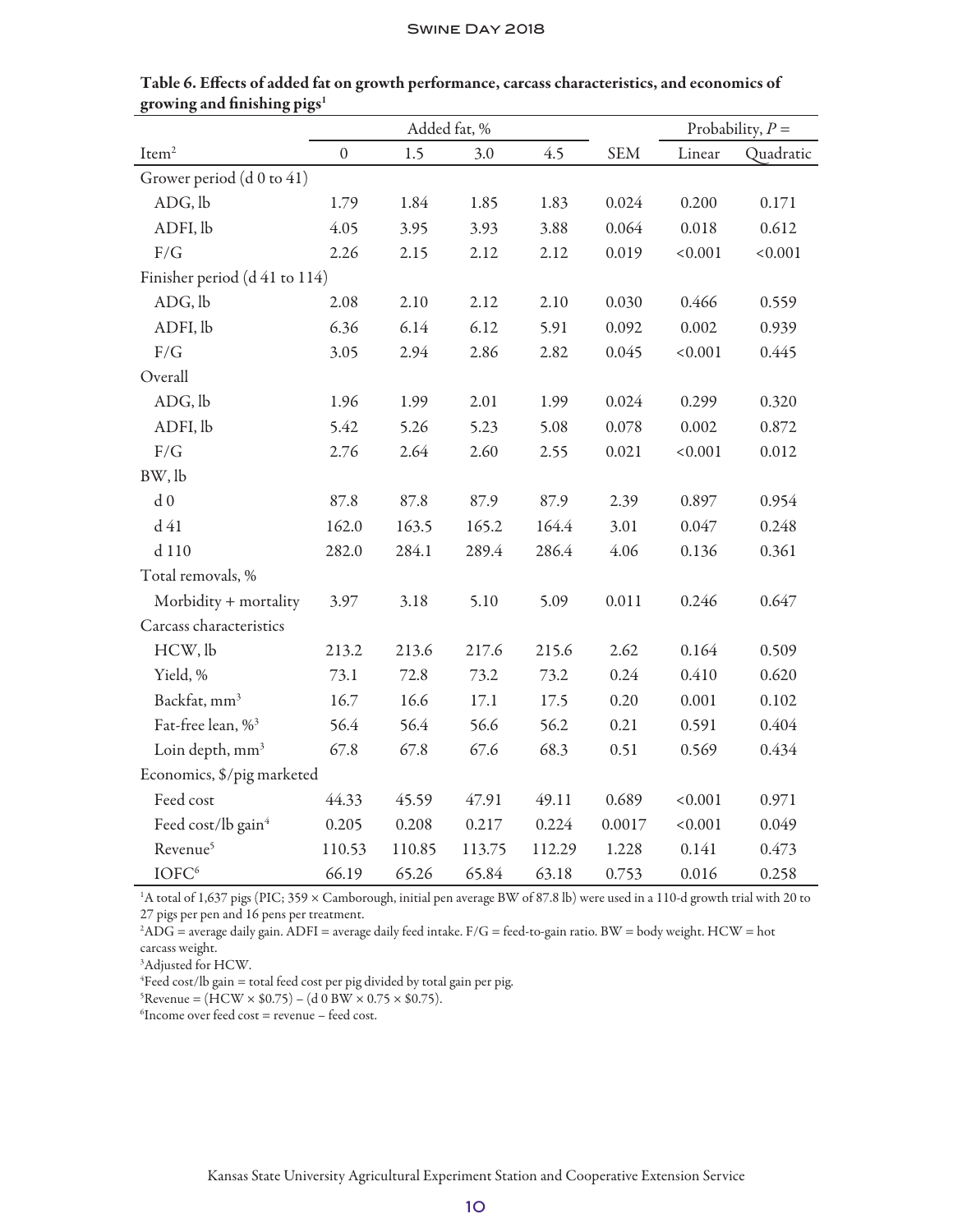Table 6. Effects of added fat on growth performance, carcass characteristics, and economics of growing and finishing pigs[1]

| | Added fat, % | | | | | Probability, $P =$ | |
|---|---|---|---|---|---|---|---|
| Item[2] | 0 | 1.5 | 3.0 | 4.5 | SEM | Linear | Quadratic |
| Grower period (d 0 to 41) | | | | | | | |
| ADG, lb | 1.79 | 1.84 | 1.85 | 1.83 | 0.024 | 0.200 | 0.171 |
| ADFI, lb | 4.05 | 3.95 | 3.93 | 3.88 | 0.064 | 0.018 | 0.612 |
| F/G | 2.26 | 2.15 | 2.12 | 2.12 | 0.019 | <0.001 | <0.001 |
| Finisher period (d 41 to 114) | | | | | | | |
| ADG, lb | 2.08 | 2.10 | 2.12 | 2.10 | 0.030 | 0.466 | 0.559 |
| ADFI, lb | 6.36 | 6.14 | 6.12 | 5.91 | 0.092 | 0.002 | 0.939 |
| F/G | 3.05 | 2.94 | 2.86 | 2.82 | 0.045 | <0.001 | 0.445 |
| Overall | | | | | | | |
| ADG, lb | 1.96 | 1.99 | 2.01 | 1.99 | 0.024 | 0.299 | 0.320 |
| ADFI, lb | 5.42 | 5.26 | 5.23 | 5.08 | 0.078 | 0.002 | 0.872 |
| F/G | 2.76 | 2.64 | 2.60 | 2.55 | 0.021 | <0.001 | 0.012 |
| BW, lb | | | | | | | |
| d 0 | 87.8 | 87.8 | 87.9 | 87.9 | 2.39 | 0.897 | 0.954 |
| d 41 | 162.0 | 163.5 | 165.2 | 164.4 | 3.01 | 0.047 | 0.248 |
| d 110 | 282.0 | 284.1 | 289.4 | 286.4 | 4.06 | 0.136 | 0.361 |
| Total removals, % | | | | | | | |
| Morbidity + mortality | 3.97 | 3.18 | 5.10 | 5.09 | 0.011 | 0.246 | 0.647 |
| Carcass characteristics | | | | | | | |
| HCW, lb | 213.2 | 213.6 | 217.6 | 215.6 | 2.62 | 0.164 | 0.509 |
| Yield, % | 73.1 | 72.8 | 73.2 | 73.2 | 0.24 | 0.410 | 0.620 |
| Backfat, mm[3] | 16.7 | 16.6 | 17.1 | 17.5 | 0.20 | 0.001 | 0.102 |
| Fat-free lean, %[3] | 56.4 | 56.4 | 56.6 | 56.2 | 0.21 | 0.591 | 0.404 |
| Loin depth, mm[3] | 67.8 | 67.8 | 67.6 | 68.3 | 0.51 | 0.569 | 0.434 |
| Economics, $/pig marketed | | | | | | | |
| Feed cost | 44.33 | 45.59 | 47.91 | 49.11 | 0.689 | <0.001 | 0.971 |
| Feed cost/lb gain[4] | 0.205 | 0.208 | 0.217 | 0.224 | 0.0017 | <0.001 | 0.049 |
| Revenue[5] | 110.53 | 110.85 | 113.75 | 112.29 | 1.228 | 0.141 | 0.473 |
| IOFC[6] | 66.19 | 65.26 | 65.84 | 63.18 | 0.753 | 0.016 | 0.258 |

[1]A total of 1,637 pigs (PIC; 359 × Camborough, initial pen average BW of 87.8 lb) were used in a 110-d growth trial with 20 to 27 pigs per pen and 16 pens per treatment.

[2]ADG = average daily gain. ADFI = average daily feed intake. F/G = feed-to-gain ratio. BW = body weight. HCW = hot carcass weight.

[3]Adjusted for HCW.

[4]Feed cost/lb gain = total feed cost per pig divided by total gain per pig.

[5]Revenue = (HCW × $0.75) – (d 0 BW × 0.75 × $0.75).

[6]Income over feed cost = revenue – feed cost.